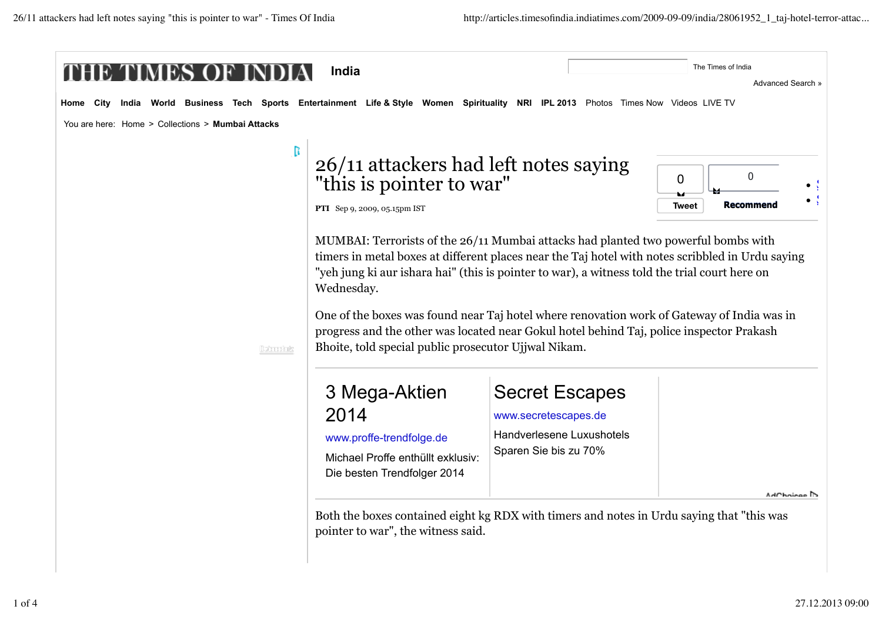# 26/11 attackers had left notes saying "this is pointer to war"

**PTI** Sep 9, 2009, 05.15pm IST

MUMBAI: Terrorists of the 26/11 Mumbai attacks had planted two powerful bombs with timers in metal boxes at different places near the Taj hotel with notes scribbled in Urdu saying "yeh jung ki aur ishara hai" (this is pointer to war), a witness told the trial court here on Wednesday.

One of the boxes was found near Taj hotel where renovation work of Gateway of India was in progress and the other was located near Gokul hotel behind Taj, police inspector Prakash Bhoite, told special public prosecutor Ujjwal Nikam.

Both the boxes contained eight kg RDX with timers and notes in Urdu saying that "this was pointer to war", the witness said.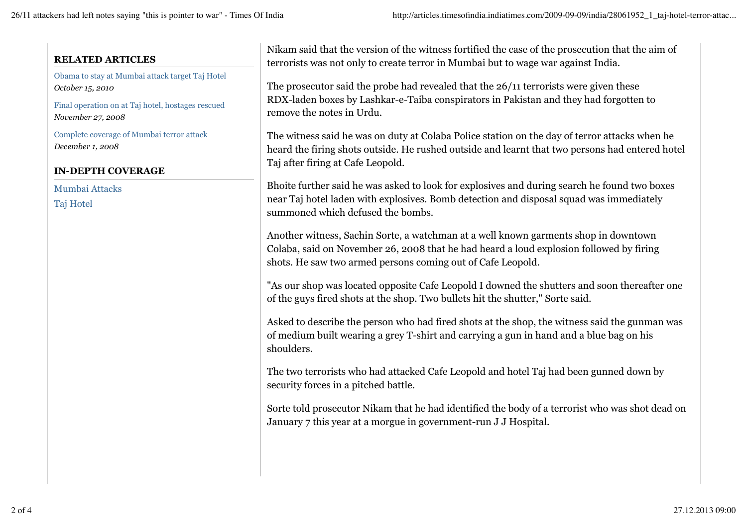## RELATED ARTICLES

Obama to stay at Mumbai attack target Taj Hotel
*October 15, 2010*

Final operation on at Taj hotel, hostages rescued
*November 27, 2008*

Complete coverage of Mumbai terror attack
*December 1, 2008*

## IN-DEPTH COVERAGE

Mumbai Attacks
Taj Hotel

Nikam said that the version of the witness fortified the case of the prosecution that the aim of terrorists was not only to create terror in Mumbai but to wage war against India.

The prosecutor said the probe had revealed that the 26/11 terrorists were given these RDX-laden boxes by Lashkar-e-Taiba conspirators in Pakistan and they had forgotten to remove the notes in Urdu.

The witness said he was on duty at Colaba Police station on the day of terror attacks when he heard the firing shots outside. He rushed outside and learnt that two persons had entered hotel Taj after firing at Cafe Leopold.

Bhoite further said he was asked to look for explosives and during search he found two boxes near Taj hotel laden with explosives. Bomb detection and disposal squad was immediately summoned which defused the bombs.

Another witness, Sachin Sorte, a watchman at a well known garments shop in downtown Colaba, said on November 26, 2008 that he had heard a loud explosion followed by firing shots. He saw two armed persons coming out of Cafe Leopold.

"As our shop was located opposite Cafe Leopold I downed the shutters and soon thereafter one of the guys fired shots at the shop. Two bullets hit the shutter," Sorte said.

Asked to describe the person who had fired shots at the shop, the witness said the gunman was of medium built wearing a grey T-shirt and carrying a gun in hand and a blue bag on his shoulders.

The two terrorists who had attacked Cafe Leopold and hotel Taj had been gunned down by security forces in a pitched battle.

Sorte told prosecutor Nikam that he had identified the body of a terrorist who was shot dead on January 7 this year at a morgue in government-run J J Hospital.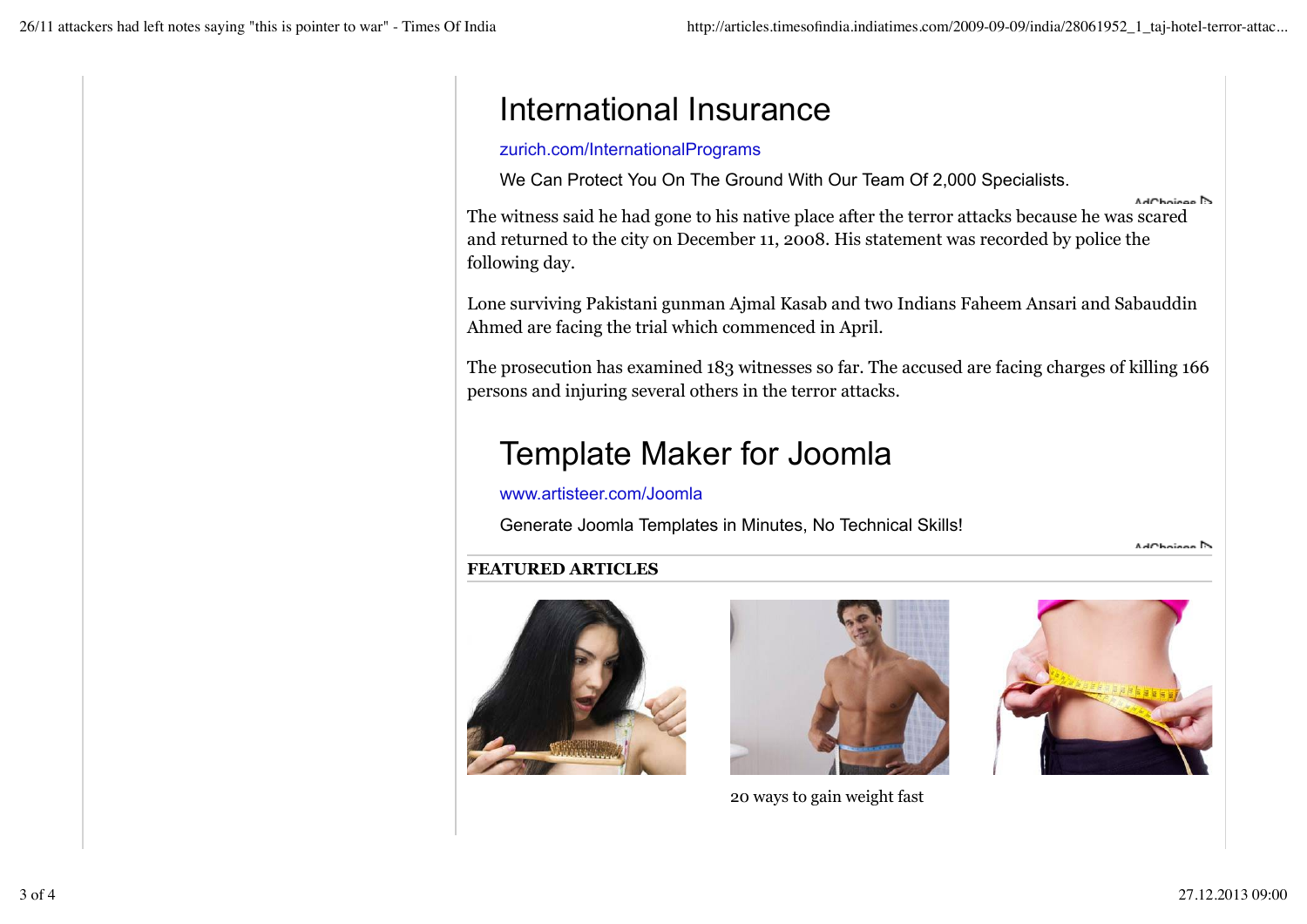International Insurance

zurich.com/InternationalPrograms

We Can Protect You On The Ground With Our Team Of 2,000 Specialists.

AdChoices

The witness said he had gone to his native place after the terror attacks because he was scared and returned to the city on December 11, 2008. His statement was recorded by police the following day.

Lone surviving Pakistani gunman Ajmal Kasab and two Indians Faheem Ansari and Sabauddin Ahmed are facing the trial which commenced in April.

The prosecution has examined 183 witnesses so far. The accused are facing charges of killing 166 persons and injuring several others in the terror attacks.

Template Maker for Joomla

www.artisteer.com/Joomla

Generate Joomla Templates in Minutes, No Technical Skills!

AdChoices

**FEATURED ARTICLES**

20 ways to gain weight fast